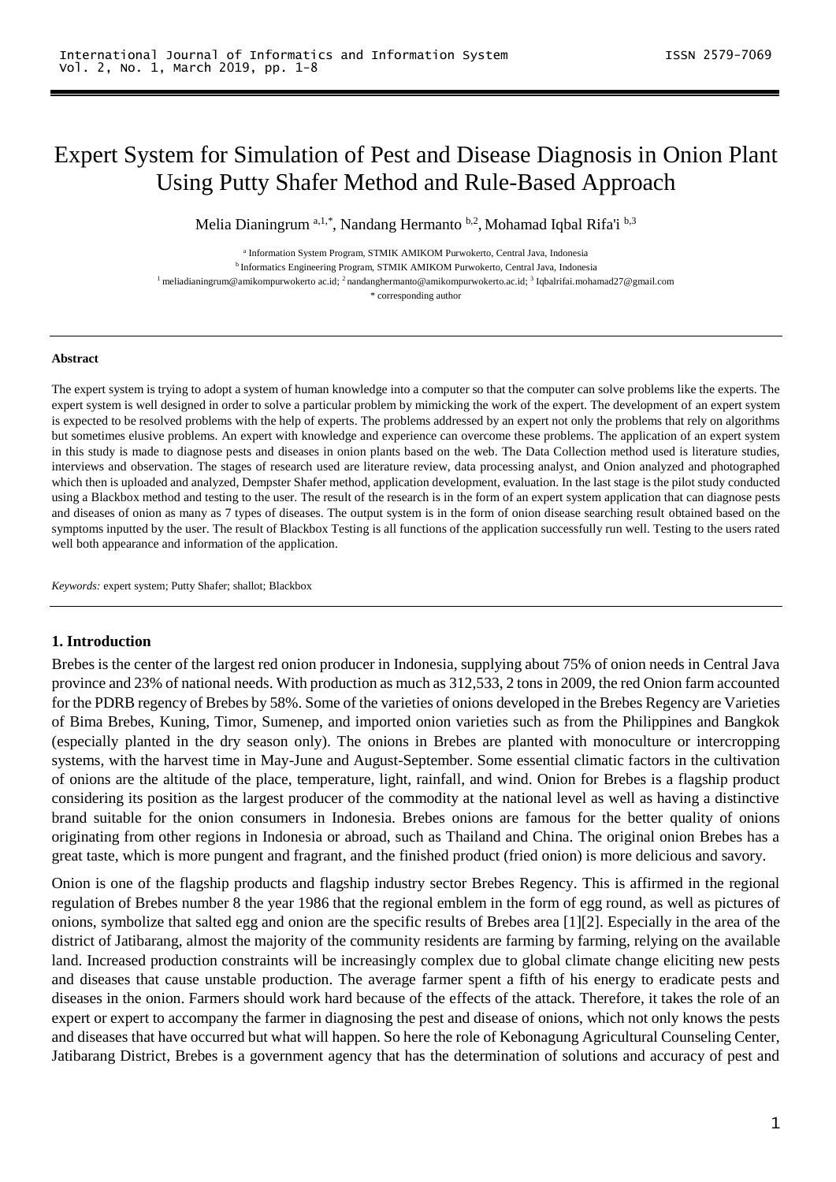# Expert System for Simulation of Pest and Disease Diagnosis in Onion Plant Using Putty Shafer Method and Rule-Based Approach

Melia Dianingrum [a,1,*], Nandang Hermanto [b,2], Mohamad Iqbal Rifa'i [b,3]

[a] Information System Program, STMIK AMIKOM Purwokerto, Central Java, Indonesia
[b] Informatics Engineering Program, STMIK AMIKOM Purwokerto, Central Java, Indonesia
[1] meliadianingrum@amikompurwokerto ac.id; [2] nandanghermanto@amikompurwokerto.ac.id; [3] Iqbalrifai.mohamad27@gmail.com
* corresponding author

#### Abstract

The expert system is trying to adopt a system of human knowledge into a computer so that the computer can solve problems like the experts. The expert system is well designed in order to solve a particular problem by mimicking the work of the expert. The development of an expert system is expected to be resolved problems with the help of experts. The problems addressed by an expert not only the problems that rely on algorithms but sometimes elusive problems. An expert with knowledge and experience can overcome these problems. The application of an expert system in this study is made to diagnose pests and diseases in onion plants based on the web. The Data Collection method used is literature studies, interviews and observation. The stages of research used are literature review, data processing analyst, and Onion analyzed and photographed which then is uploaded and analyzed, Dempster Shafer method, application development, evaluation. In the last stage is the pilot study conducted using a Blackbox method and testing to the user. The result of the research is in the form of an expert system application that can diagnose pests and diseases of onion as many as 7 types of diseases. The output system is in the form of onion disease searching result obtained based on the symptoms inputted by the user. The result of Blackbox Testing is all functions of the application successfully run well. Testing to the users rated well both appearance and information of the application.

*Keywords:* expert system; Putty Shafer; shallot; Blackbox

## 1. Introduction

Brebes is the center of the largest red onion producer in Indonesia, supplying about 75% of onion needs in Central Java province and 23% of national needs. With production as much as 312,533, 2 tons in 2009, the red Onion farm accounted for the PDRB regency of Brebes by 58%. Some of the varieties of onions developed in the Brebes Regency are Varieties of Bima Brebes, Kuning, Timor, Sumenep, and imported onion varieties such as from the Philippines and Bangkok (especially planted in the dry season only). The onions in Brebes are planted with monoculture or intercropping systems, with the harvest time in May-June and August-September. Some essential climatic factors in the cultivation of onions are the altitude of the place, temperature, light, rainfall, and wind. Onion for Brebes is a flagship product considering its position as the largest producer of the commodity at the national level as well as having a distinctive brand suitable for the onion consumers in Indonesia. Brebes onions are famous for the better quality of onions originating from other regions in Indonesia or abroad, such as Thailand and China. The original onion Brebes has a great taste, which is more pungent and fragrant, and the finished product (fried onion) is more delicious and savory.

Onion is one of the flagship products and flagship industry sector Brebes Regency. This is affirmed in the regional regulation of Brebes number 8 the year 1986 that the regional emblem in the form of egg round, as well as pictures of onions, symbolize that salted egg and onion are the specific results of Brebes area [1][2]. Especially in the area of the district of Jatibarang, almost the majority of the community residents are farming by farming, relying on the available land. Increased production constraints will be increasingly complex due to global climate change eliciting new pests and diseases that cause unstable production. The average farmer spent a fifth of his energy to eradicate pests and diseases in the onion. Farmers should work hard because of the effects of the attack. Therefore, it takes the role of an expert or expert to accompany the farmer in diagnosing the pest and disease of onions, which not only knows the pests and diseases that have occurred but what will happen. So here the role of Kebonagung Agricultural Counseling Center, Jatibarang District, Brebes is a government agency that has the determination of solutions and accuracy of pest and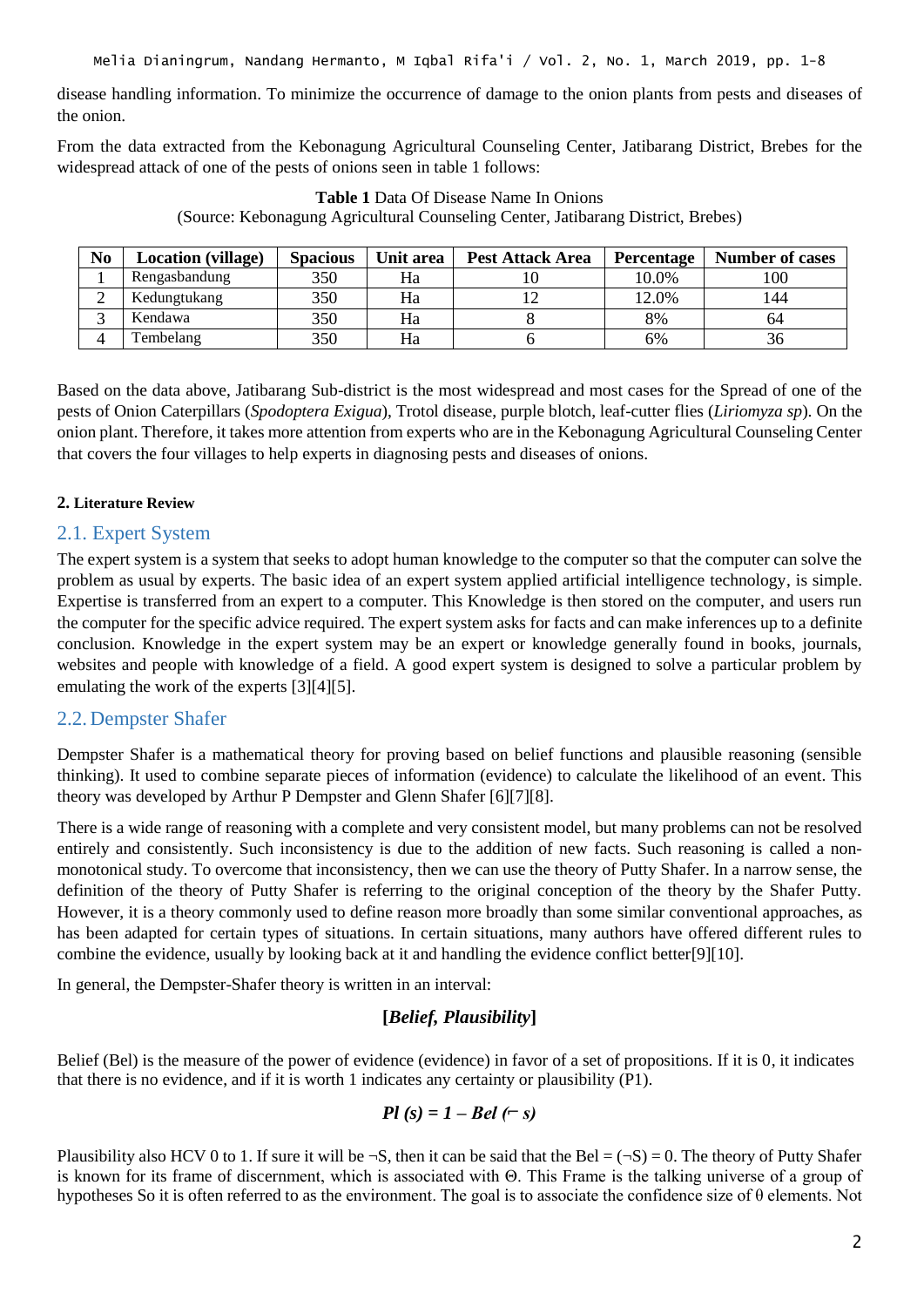disease handling information. To minimize the occurrence of damage to the onion plants from pests and diseases of the onion.

From the data extracted from the Kebonagung Agricultural Counseling Center, Jatibarang District, Brebes for the widespread attack of one of the pests of onions seen in table 1 follows:

**Table 1** Data Of Disease Name In Onions
(Source: Kebonagung Agricultural Counseling Center, Jatibarang District, Brebes)

| No | Location (village) | Spacious | Unit area | Pest Attack Area | Percentage | Number of cases |
|---|---|---|---|---|---|---|
| 1 | Rengasbandung | 350 | Ha | 10 | 10.0% | 100 |
| 2 | Kedungtukang | 350 | Ha | 12 | 12.0% | 144 |
| 3 | Kendawa | 350 | Ha | 8 | 8% | 64 |
| 4 | Tembelang | 350 | Ha | 6 | 6% | 36 |

Based on the data above, Jatibarang Sub-district is the most widespread and most cases for the Spread of one of the pests of Onion Caterpillars (*Spodoptera Exigua*), Trotol disease, purple blotch, leaf-cutter flies (*Liriomyza sp*). On the onion plant. Therefore, it takes more attention from experts who are in the Kebonagung Agricultural Counseling Center that covers the four villages to help experts in diagnosing pests and diseases of onions.

## 2. Literature Review

### 2.1. Expert System

The expert system is a system that seeks to adopt human knowledge to the computer so that the computer can solve the problem as usual by experts. The basic idea of an expert system applied artificial intelligence technology, is simple. Expertise is transferred from an expert to a computer. This Knowledge is then stored on the computer, and users run the computer for the specific advice required. The expert system asks for facts and can make inferences up to a definite conclusion. Knowledge in the expert system may be an expert or knowledge generally found in books, journals, websites and people with knowledge of a field. A good expert system is designed to solve a particular problem by emulating the work of the experts [3][4][5].

### 2.2. Dempster Shafer

Dempster Shafer is a mathematical theory for proving based on belief functions and plausible reasoning (sensible thinking). It used to combine separate pieces of information (evidence) to calculate the likelihood of an event. This theory was developed by Arthur P Dempster and Glenn Shafer [6][7][8].

There is a wide range of reasoning with a complete and very consistent model, but many problems can not be resolved entirely and consistently. Such inconsistency is due to the addition of new facts. Such reasoning is called a non-monotonical study. To overcome that inconsistency, then we can use the theory of Putty Shafer. In a narrow sense, the definition of the theory of Putty Shafer is referring to the original conception of the theory by the Shafer Putty. However, it is a theory commonly used to define reason more broadly than some similar conventional approaches, as has been adapted for certain types of situations. In certain situations, many authors have offered different rules to combine the evidence, usually by looking back at it and handling the evidence conflict better[9][10].

In general, the Dempster-Shafer theory is written in an interval:

$$[\textit{Belief, Plausibility}]$$

Belief (Bel) is the measure of the power of evidence (evidence) in favor of a set of propositions. If it is 0, it indicates that there is no evidence, and if it is worth 1 indicates any certainty or plausibility (P1).

$$Pl\ (s) = 1 - Bel\ (\neg\ s)$$

Plausibility also HCV 0 to 1. If sure it will be ¬S, then it can be said that the Bel = (¬S) = 0. The theory of Putty Shafer is known for its frame of discernment, which is associated with Θ. This Frame is the talking universe of a group of hypotheses So it is often referred to as the environment. The goal is to associate the confidence size of θ elements. Not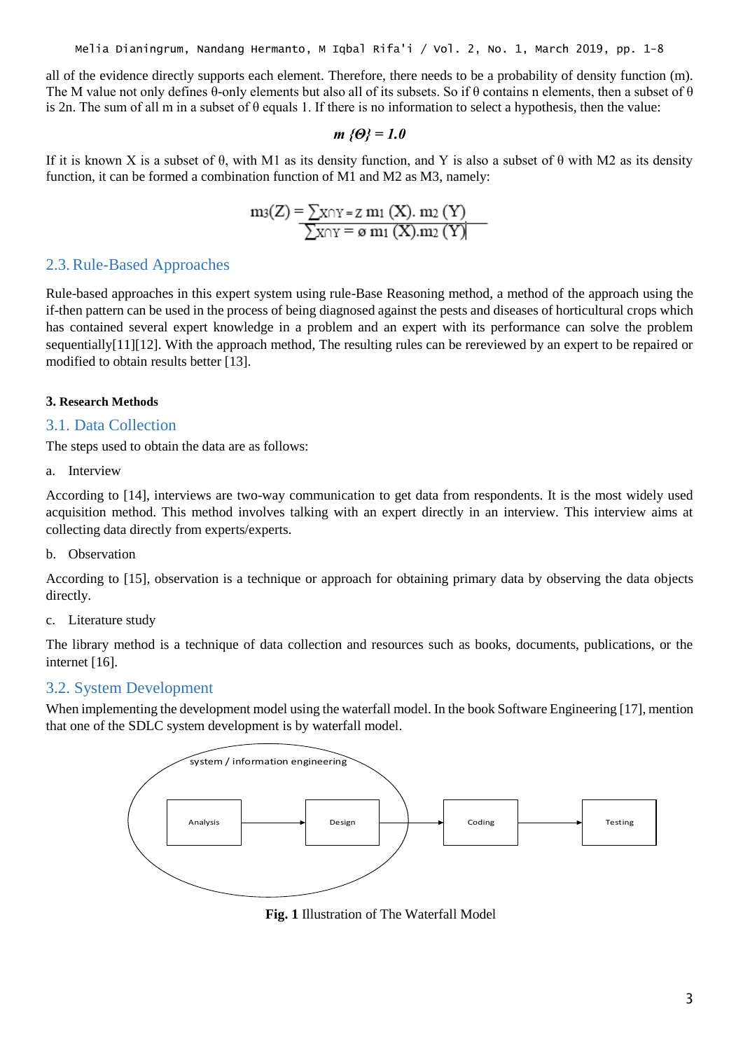all of the evidence directly supports each element. Therefore, there needs to be a probability of density function (m). The M value not only defines θ-only elements but also all of its subsets. So if θ contains n elements, then a subset of θ is 2n. The sum of all m in a subset of θ equals 1. If there is no information to select a hypothesis, then the value:

$$m\{\Theta\} = 1.0$$

If it is known X is a subset of θ, with M1 as its density function, and Y is also a subset of θ with M2 as its density function, it can be formed a combination function of M1 and M2 as M3, namely:

$$m_3(Z) = \frac{\sum_{X \cap Y = Z} m_1(X).\, m_2(Y)}{\sum_{X \cap Y = \emptyset} m_1(X).m_2(Y)}$$

## 2.3. Rule-Based Approaches

Rule-based approaches in this expert system using rule-Base Reasoning method, a method of the approach using the if-then pattern can be used in the process of being diagnosed against the pests and diseases of horticultural crops which has contained several expert knowledge in a problem and an expert with its performance can solve the problem sequentially[11][12]. With the approach method, The resulting rules can be rereviewed by an expert to be repaired or modified to obtain results better [13].

# 3. Research Methods

## 3.1. Data Collection

The steps used to obtain the data are as follows:

a. Interview

According to [14], interviews are two-way communication to get data from respondents. It is the most widely used acquisition method. This method involves talking with an expert directly in an interview. This interview aims at collecting data directly from experts/experts.

b. Observation

According to [15], observation is a technique or approach for obtaining primary data by observing the data objects directly.

c. Literature study

The library method is a technique of data collection and resources such as books, documents, publications, or the internet [16].

## 3.2. System Development

When implementing the development model using the waterfall model. In the book Software Engineering [17], mention that one of the SDLC system development is by waterfall model.

system / information engineering

Analysis → Design → Coding → Testing

**Fig. 1** Illustration of The Waterfall Model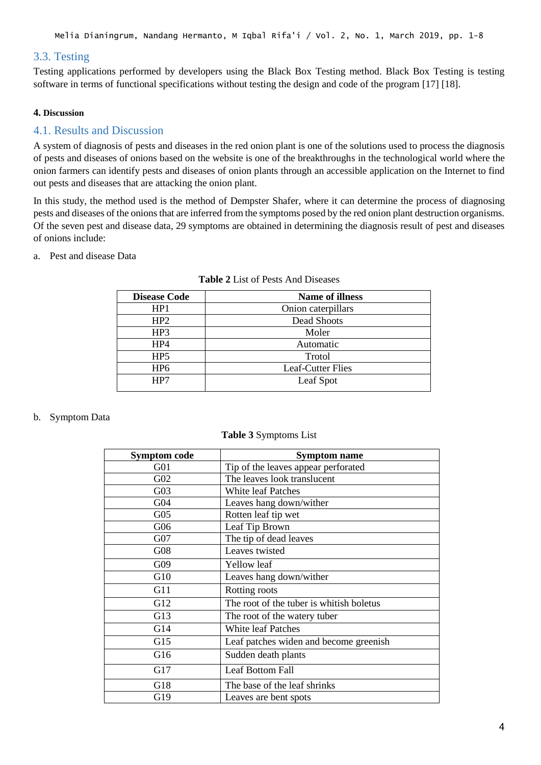## 3.3. Testing

Testing applications performed by developers using the Black Box Testing method. Black Box Testing is testing software in terms of functional specifications without testing the design and code of the program [17] [18].

### 4. Discussion

## 4.1. Results and Discussion

A system of diagnosis of pests and diseases in the red onion plant is one of the solutions used to process the diagnosis of pests and diseases of onions based on the website is one of the breakthroughs in the technological world where the onion farmers can identify pests and diseases of onion plants through an accessible application on the Internet to find out pests and diseases that are attacking the onion plant.

In this study, the method used is the method of Dempster Shafer, where it can determine the process of diagnosing pests and diseases of the onions that are inferred from the symptoms posed by the red onion plant destruction organisms. Of the seven pest and disease data, 29 symptoms are obtained in determining the diagnosis result of pest and diseases of onions include:

a. Pest and disease Data

**Table 2** List of Pests And Diseases

| Disease Code | Name of illness |
|---|---|
| HP1 | Onion caterpillars |
| HP2 | Dead Shoots |
| HP3 | Moler |
| HP4 | Automatic |
| HP5 | Trotol |
| HP6 | Leaf-Cutter Flies |
| HP7 | Leaf Spot |

b. Symptom Data

**Table 3** Symptoms List

| Symptom code | Symptom name |
|---|---|
| G01 | Tip of the leaves appear perforated |
| G02 | The leaves look translucent |
| G03 | White leaf Patches |
| G04 | Leaves hang down/wither |
| G05 | Rotten leaf tip wet |
| G06 | Leaf Tip Brown |
| G07 | The tip of dead leaves |
| G08 | Leaves twisted |
| G09 | Yellow leaf |
| G10 | Leaves hang down/wither |
| G11 | Rotting roots |
| G12 | The root of the tuber is whitish boletus |
| G13 | The root of the watery tuber |
| G14 | White leaf Patches |
| G15 | Leaf patches widen and become greenish |
| G16 | Sudden death plants |
| G17 | Leaf Bottom Fall |
| G18 | The base of the leaf shrinks |
| G19 | Leaves are bent spots |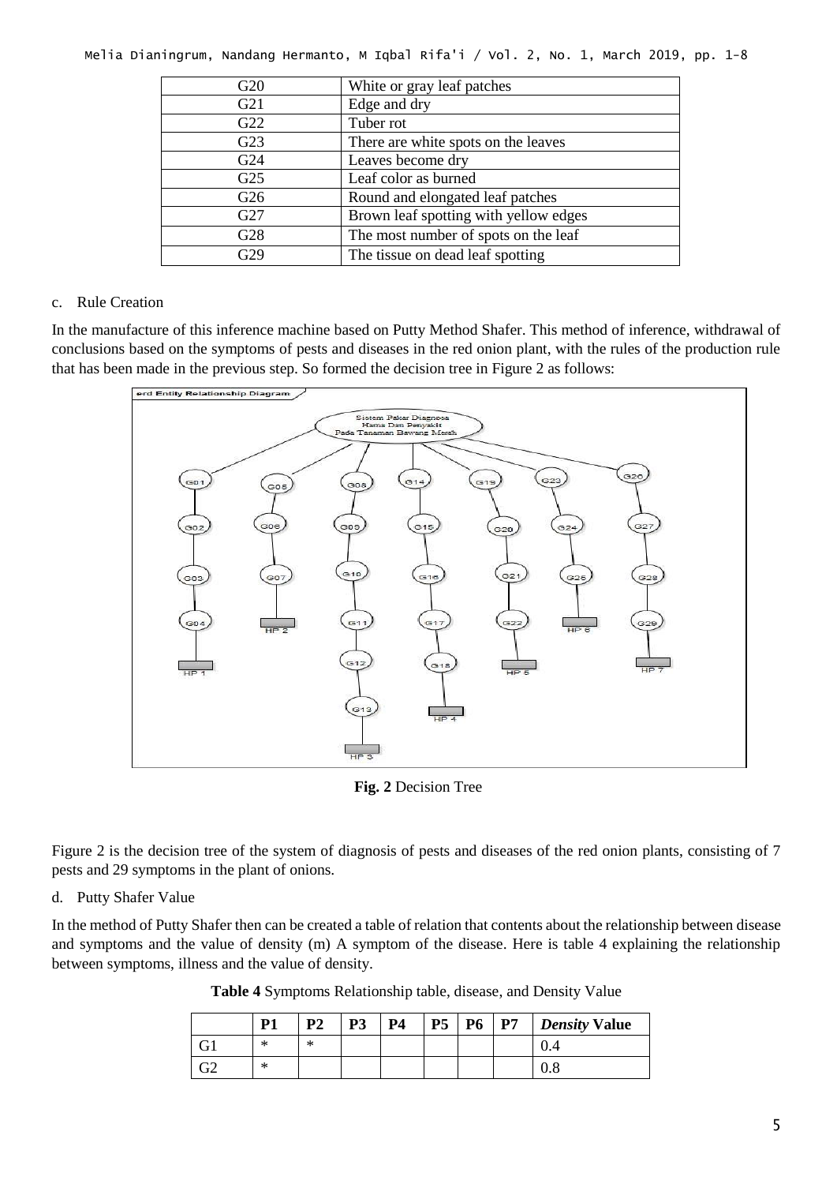| G20 | White or gray leaf patches |
|---|---|
| G21 | Edge and dry |
| G22 | Tuber rot |
| G23 | There are white spots on the leaves |
| G24 | Leaves become dry |
| G25 | Leaf color as burned |
| G26 | Round and elongated leaf patches |
| G27 | Brown leaf spotting with yellow edges |
| G28 | The most number of spots on the leaf |
| G29 | The tissue on dead leaf spotting |

c. Rule Creation

In the manufacture of this inference machine based on Putty Method Shafer. This method of inference, withdrawal of conclusions based on the symptoms of pests and diseases in the red onion plant, with the rules of the production rule that has been made in the previous step. So formed the decision tree in Figure 2 as follows:

**Fig. 2** Decision Tree

Figure 2 is the decision tree of the system of diagnosis of pests and diseases of the red onion plants, consisting of 7 pests and 29 symptoms in the plant of onions.

d. Putty Shafer Value

In the method of Putty Shafer then can be created a table of relation that contents about the relationship between disease and symptoms and the value of density (m) A symptom of the disease. Here is table 4 explaining the relationship between symptoms, illness and the value of density.

**Table 4** Symptoms Relationship table, disease, and Density Value

| | P1 | P2 | P3 | P4 | P5 | P6 | P7 | *Density* Value |
|---|---|---|---|---|---|---|---|---|
| G1 | * | * | | | | | | 0.4 |
| G2 | * | | | | | | | 0.8 |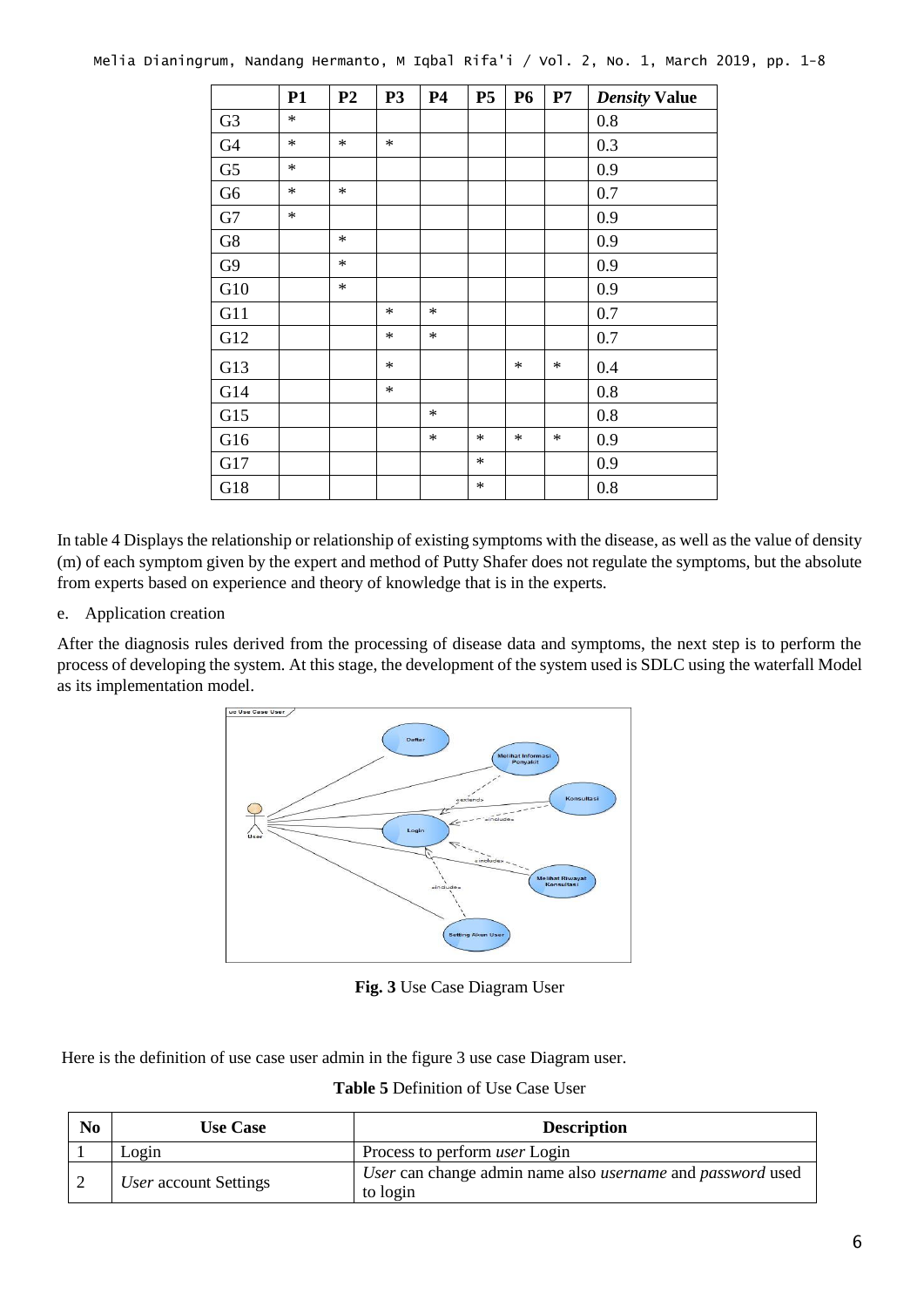| | P1 | P2 | P3 | P4 | P5 | P6 | P7 | *Density* Value |
|---|---|---|---|---|---|---|---|---|
| G3 | * | | | | | | | 0.8 |
| G4 | * | * | * | | | | | 0.3 |
| G5 | * | | | | | | | 0.9 |
| G6 | * | * | | | | | | 0.7 |
| G7 | * | | | | | | | 0.9 |
| G8 | | * | | | | | | 0.9 |
| G9 | | * | | | | | | 0.9 |
| G10 | | * | | | | | | 0.9 |
| G11 | | | * | * | | | | 0.7 |
| G12 | | | * | * | | | | 0.7 |
| G13 | | | * | | | * | * | 0.4 |
| G14 | | | * | | | | | 0.8 |
| G15 | | | | * | | | | 0.8 |
| G16 | | | | * | * | * | * | 0.9 |
| G17 | | | | | * | | | 0.9 |
| G18 | | | | | * | | | 0.8 |

In table 4 Displays the relationship or relationship of existing symptoms with the disease, as well as the value of density (m) of each symptom given by the expert and method of Putty Shafer does not regulate the symptoms, but the absolute from experts based on experience and theory of knowledge that is in the experts.

e. Application creation

After the diagnosis rules derived from the processing of disease data and symptoms, the next step is to perform the process of developing the system. At this stage, the development of the system used is SDLC using the waterfall Model as its implementation model.

**Fig. 3** Use Case Diagram User

Here is the definition of use case user admin in the figure 3 use case Diagram user.

**Table 5** Definition of Use Case User

| No | Use Case | Description |
|---|---|---|
| 1 | Login | Process to perform *user* Login |
| 2 | *User* account Settings | *User* can change admin name also *username* and *password* used to login |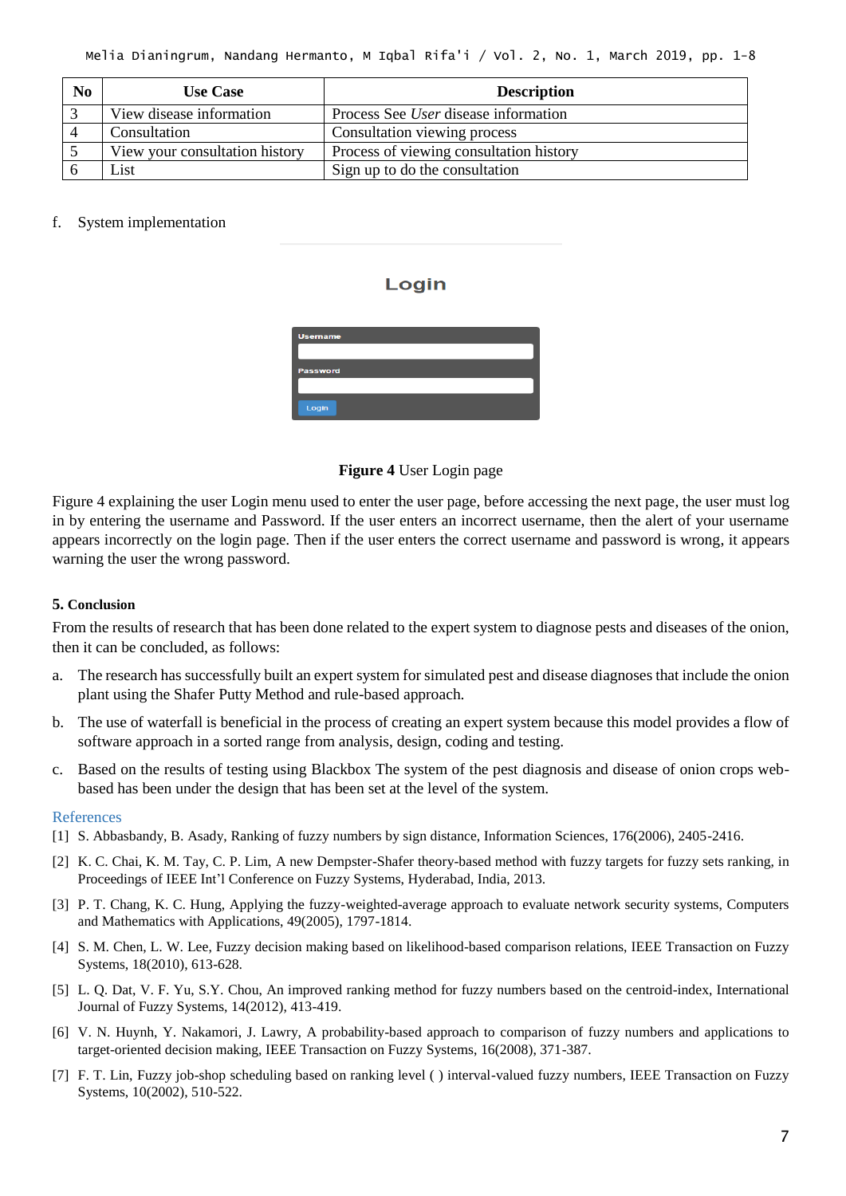| No | Use Case | Description |
|---|---|---|
| 3 | View disease information | Process See *User* disease information |
| 4 | Consultation | Consultation viewing process |
| 5 | View your consultation history | Process of viewing consultation history |
| 6 | List | Sign up to do the consultation |

f. System implementation

**Figure 4** User Login page

Figure 4 explaining the user Login menu used to enter the user page, before accessing the next page, the user must log in by entering the username and Password. If the user enters an incorrect username, then the alert of your username appears incorrectly on the login page. Then if the user enters the correct username and password is wrong, it appears warning the user the wrong password.

### 5. Conclusion

From the results of research that has been done related to the expert system to diagnose pests and diseases of the onion, then it can be concluded, as follows:

a. The research has successfully built an expert system for simulated pest and disease diagnoses that include the onion plant using the Shafer Putty Method and rule-based approach.

b. The use of waterfall is beneficial in the process of creating an expert system because this model provides a flow of software approach in a sorted range from analysis, design, coding and testing.

c. Based on the results of testing using Blackbox The system of the pest diagnosis and disease of onion crops web-based has been under the design that has been set at the level of the system.

## References

[1] S. Abbasbandy, B. Asady, Ranking of fuzzy numbers by sign distance, Information Sciences, 176(2006), 2405-2416.

[2] K. C. Chai, K. M. Tay, C. P. Lim, A new Dempster-Shafer theory-based method with fuzzy targets for fuzzy sets ranking, in Proceedings of IEEE Int'l Conference on Fuzzy Systems, Hyderabad, India, 2013.

[3] P. T. Chang, K. C. Hung, Applying the fuzzy-weighted-average approach to evaluate network security systems, Computers and Mathematics with Applications, 49(2005), 1797-1814.

[4] S. M. Chen, L. W. Lee, Fuzzy decision making based on likelihood-based comparison relations, IEEE Transaction on Fuzzy Systems, 18(2010), 613-628.

[5] L. Q. Dat, V. F. Yu, S.Y. Chou, An improved ranking method for fuzzy numbers based on the centroid-index, International Journal of Fuzzy Systems, 14(2012), 413-419.

[6] V. N. Huynh, Y. Nakamori, J. Lawry, A probability-based approach to comparison of fuzzy numbers and applications to target-oriented decision making, IEEE Transaction on Fuzzy Systems, 16(2008), 371-387.

[7] F. T. Lin, Fuzzy job-shop scheduling based on ranking level ( ) interval-valued fuzzy numbers, IEEE Transaction on Fuzzy Systems, 10(2002), 510-522.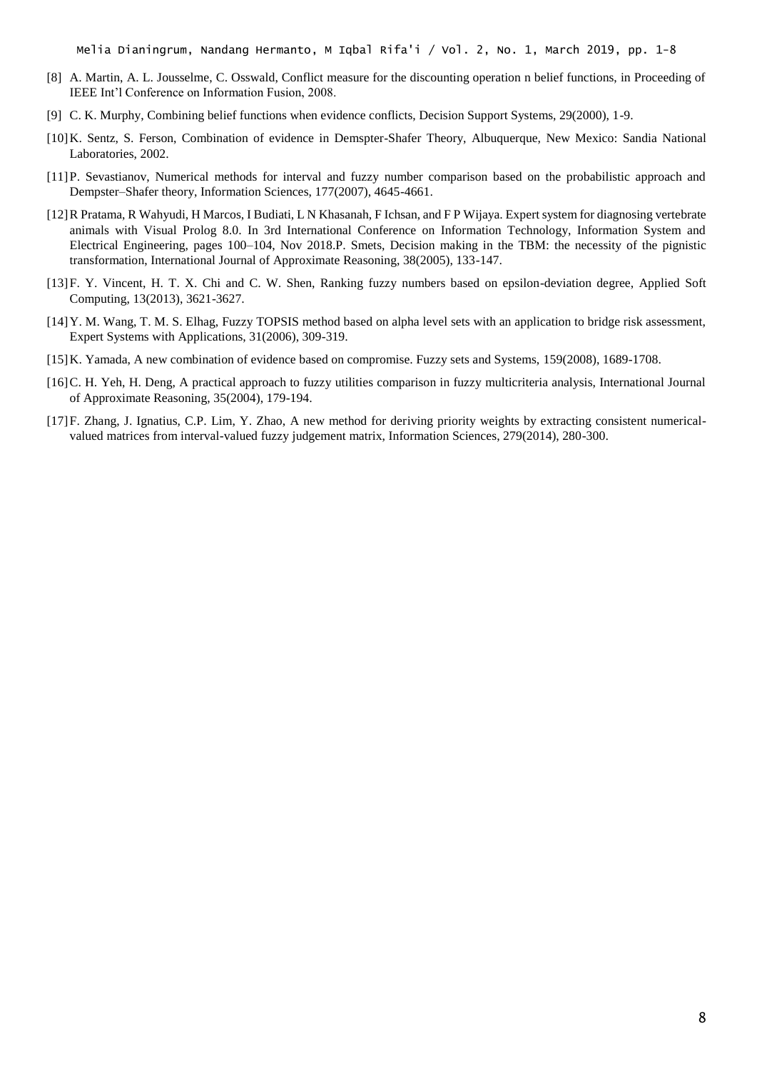[8] A. Martin, A. L. Jousselme, C. Osswald, Conflict measure for the discounting operation n belief functions, in Proceeding of IEEE Int'l Conference on Information Fusion, 2008.

[9] C. K. Murphy, Combining belief functions when evidence conflicts, Decision Support Systems, 29(2000), 1-9.

[10] K. Sentz, S. Ferson, Combination of evidence in Demspter-Shafer Theory, Albuquerque, New Mexico: Sandia National Laboratories, 2002.

[11] P. Sevastianov, Numerical methods for interval and fuzzy number comparison based on the probabilistic approach and Dempster–Shafer theory, Information Sciences, 177(2007), 4645-4661.

[12] R Pratama, R Wahyudi, H Marcos, I Budiati, L N Khasanah, F Ichsan, and F P Wijaya. Expert system for diagnosing vertebrate animals with Visual Prolog 8.0. In 3rd International Conference on Information Technology, Information System and Electrical Engineering, pages 100–104, Nov 2018.P. Smets, Decision making in the TBM: the necessity of the pignistic transformation, International Journal of Approximate Reasoning, 38(2005), 133-147.

[13] F. Y. Vincent, H. T. X. Chi and C. W. Shen, Ranking fuzzy numbers based on epsilon-deviation degree, Applied Soft Computing, 13(2013), 3621-3627.

[14] Y. M. Wang, T. M. S. Elhag, Fuzzy TOPSIS method based on alpha level sets with an application to bridge risk assessment, Expert Systems with Applications, 31(2006), 309-319.

[15] K. Yamada, A new combination of evidence based on compromise. Fuzzy sets and Systems, 159(2008), 1689-1708.

[16] C. H. Yeh, H. Deng, A practical approach to fuzzy utilities comparison in fuzzy multicriteria analysis, International Journal of Approximate Reasoning, 35(2004), 179-194.

[17] F. Zhang, J. Ignatius, C.P. Lim, Y. Zhao, A new method for deriving priority weights by extracting consistent numerical-valued matrices from interval-valued fuzzy judgement matrix, Information Sciences, 279(2014), 280-300.